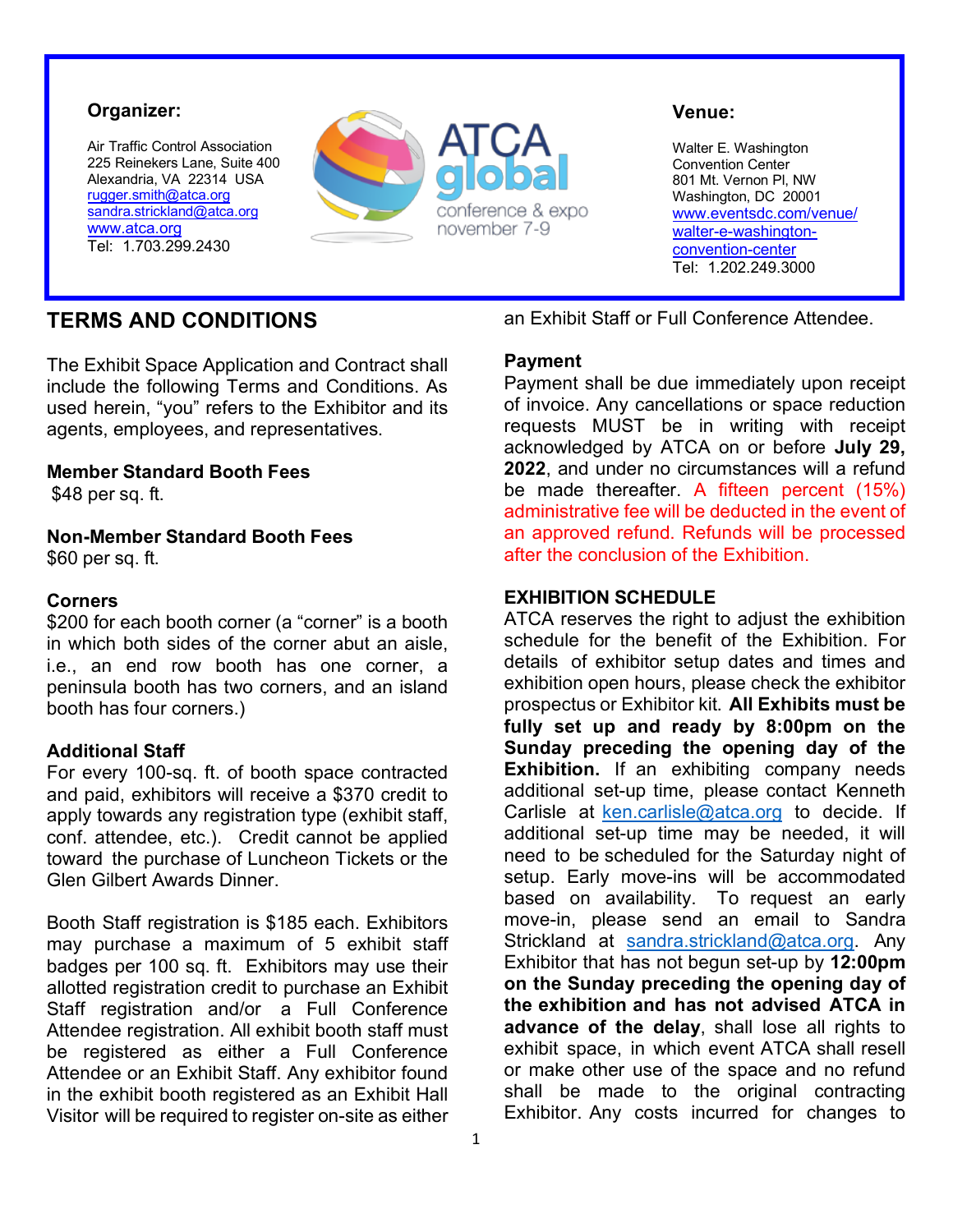**Organizer:**

Air Traffic Control Association
225 Reinekers Lane, Suite 400
Alexandria, VA 22314 USA
rugger.smith@atca.org
sandra.strickland@atca.org
www.atca.org
Tel: 1.703.299.2430

ATCA global
conference & expo
november 7-9

**Venue:**

Walter E. Washington
Convention Center
801 Mt. Vernon Pl, NW
Washington, DC 20001
www.eventsdc.com/venue/walter-e-washington-convention-center
Tel: 1.202.249.3000

## TERMS AND CONDITIONS

The Exhibit Space Application and Contract shall include the following Terms and Conditions. As used herein, "you" refers to the Exhibitor and its agents, employees, and representatives.

**Member Standard Booth Fees**
$48 per sq. ft.

**Non-Member Standard Booth Fees**
$60 per sq. ft.

**Corners**
$200 for each booth corner (a "corner" is a booth in which both sides of the corner abut an aisle, i.e., an end row booth has one corner, a peninsula booth has two corners, and an island booth has four corners.)

**Additional Staff**
For every 100-sq. ft. of booth space contracted and paid, exhibitors will receive a $370 credit to apply towards any registration type (exhibit staff, conf. attendee, etc.). Credit cannot be applied toward the purchase of Luncheon Tickets or the Glen Gilbert Awards Dinner.

Booth Staff registration is $185 each. Exhibitors may purchase a maximum of 5 exhibit staff badges per 100 sq. ft. Exhibitors may use their allotted registration credit to purchase an Exhibit Staff registration and/or a Full Conference Attendee registration. All exhibit booth staff must be registered as either a Full Conference Attendee or an Exhibit Staff. Any exhibitor found in the exhibit booth registered as an Exhibit Hall Visitor will be required to register on-site as either an Exhibit Staff or Full Conference Attendee.

**Payment**
Payment shall be due immediately upon receipt of invoice. Any cancellations or space reduction requests MUST be in writing with receipt acknowledged by ATCA on or before **July 29, 2022**, and under no circumstances will a refund be made thereafter. A fifteen percent (15%) administrative fee will be deducted in the event of an approved refund. Refunds will be processed after the conclusion of the Exhibition.

**EXHIBITION SCHEDULE**
ATCA reserves the right to adjust the exhibition schedule for the benefit of the Exhibition. For details of exhibitor setup dates and times and exhibition open hours, please check the exhibitor prospectus or Exhibitor kit. **All Exhibits must be fully set up and ready by 8:00pm on the Sunday preceding the opening day of the Exhibition.** If an exhibiting company needs additional set-up time, please contact Kenneth Carlisle at ken.carlisle@atca.org to decide. If additional set-up time may be needed, it will need to be scheduled for the Saturday night of setup. Early move-ins will be accommodated based on availability. To request an early move-in, please send an email to Sandra Strickland at sandra.strickland@atca.org. Any Exhibitor that has not begun set-up by **12:00pm on the Sunday preceding the opening day of the exhibition and has not advised ATCA in advance of the delay**, shall lose all rights to exhibit space, in which event ATCA shall resell or make other use of the space and no refund shall be made to the original contracting Exhibitor. Any costs incurred for changes to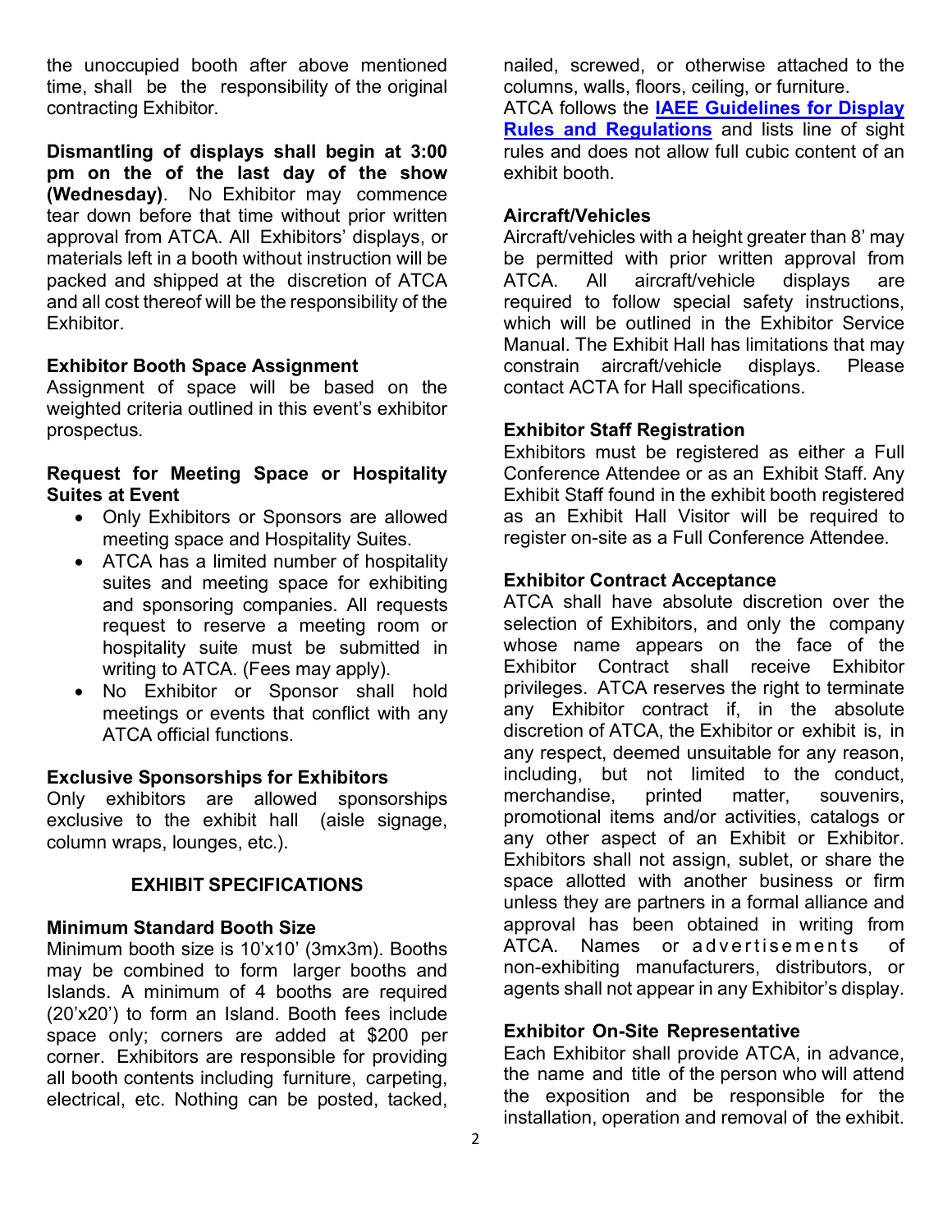the unoccupied booth after above mentioned time, shall be the responsibility of the original contracting Exhibitor.

**Dismantling of displays shall begin at 3:00 pm on the of the last day of the show (Wednesday)**. No Exhibitor may commence tear down before that time without prior written approval from ATCA. All Exhibitors' displays, or materials left in a booth without instruction will be packed and shipped at the discretion of ATCA and all cost thereof will be the responsibility of the Exhibitor.

**Exhibitor Booth Space Assignment**

Assignment of space will be based on the weighted criteria outlined in this event's exhibitor prospectus.

**Request for Meeting Space or Hospitality Suites at Event**

- Only Exhibitors or Sponsors are allowed meeting space and Hospitality Suites.
- ATCA has a limited number of hospitality suites and meeting space for exhibiting and sponsoring companies. All requests request to reserve a meeting room or hospitality suite must be submitted in writing to ATCA. (Fees may apply).
- No Exhibitor or Sponsor shall hold meetings or events that conflict with any ATCA official functions.

**Exclusive Sponsorships for Exhibitors**

Only exhibitors are allowed sponsorships exclusive to the exhibit hall (aisle signage, column wraps, lounges, etc.).

## EXHIBIT SPECIFICATIONS

**Minimum Standard Booth Size**

Minimum booth size is 10'x10' (3mx3m). Booths may be combined to form larger booths and Islands. A minimum of 4 booths are required (20'x20') to form an Island. Booth fees include space only; corners are added at $200 per corner. Exhibitors are responsible for providing all booth contents including furniture, carpeting, electrical, etc. Nothing can be posted, tacked, nailed, screwed, or otherwise attached to the columns, walls, floors, ceiling, or furniture.

ATCA follows the **IAEE Guidelines for Display Rules and Regulations** and lists line of sight rules and does not allow full cubic content of an exhibit booth.

**Aircraft/Vehicles**

Aircraft/vehicles with a height greater than 8' may be permitted with prior written approval from ATCA. All aircraft/vehicle displays are required to follow special safety instructions, which will be outlined in the Exhibitor Service Manual. The Exhibit Hall has limitations that may constrain aircraft/vehicle displays. Please contact ACTA for Hall specifications.

**Exhibitor Staff Registration**

Exhibitors must be registered as either a Full Conference Attendee or as an Exhibit Staff. Any Exhibit Staff found in the exhibit booth registered as an Exhibit Hall Visitor will be required to register on-site as a Full Conference Attendee.

**Exhibitor Contract Acceptance**

ATCA shall have absolute discretion over the selection of Exhibitors, and only the company whose name appears on the face of the Exhibitor Contract shall receive Exhibitor privileges. ATCA reserves the right to terminate any Exhibitor contract if, in the absolute discretion of ATCA, the Exhibitor or exhibit is, in any respect, deemed unsuitable for any reason, including, but not limited to the conduct, merchandise, printed matter, souvenirs, promotional items and/or activities, catalogs or any other aspect of an Exhibit or Exhibitor. Exhibitors shall not assign, sublet, or share the space allotted with another business or firm unless they are partners in a formal alliance and approval has been obtained in writing from ATCA. Names or advertisements of non-exhibiting manufacturers, distributors, or agents shall not appear in any Exhibitor's display.

**Exhibitor On-Site Representative**

Each Exhibitor shall provide ATCA, in advance, the name and title of the person who will attend the exposition and be responsible for the installation, operation and removal of the exhibit.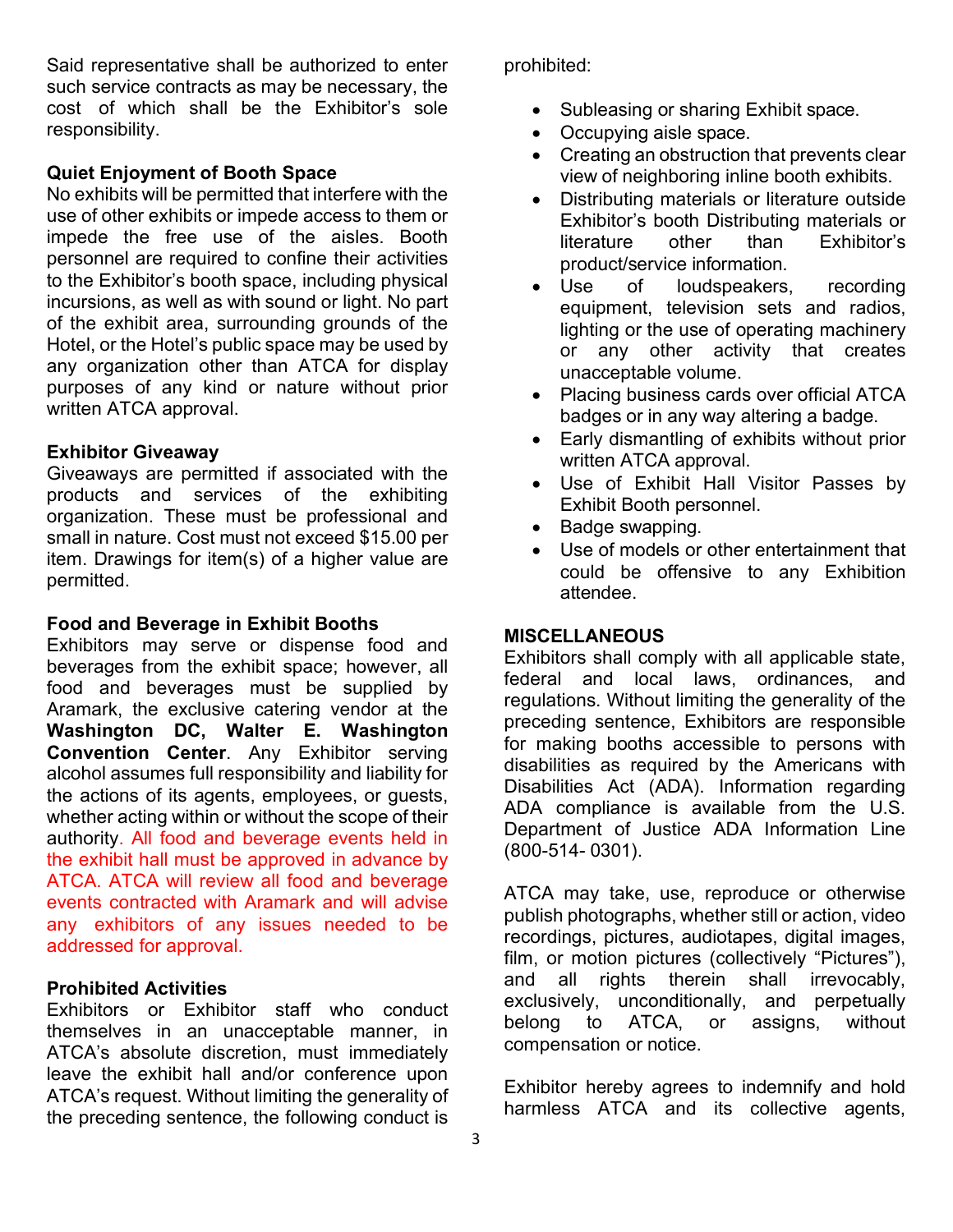Said representative shall be authorized to enter such service contracts as may be necessary, the cost of which shall be the Exhibitor's sole responsibility.

**Quiet Enjoyment of Booth Space**
No exhibits will be permitted that interfere with the use of other exhibits or impede access to them or impede the free use of the aisles. Booth personnel are required to confine their activities to the Exhibitor's booth space, including physical incursions, as well as with sound or light. No part of the exhibit area, surrounding grounds of the Hotel, or the Hotel's public space may be used by any organization other than ATCA for display purposes of any kind or nature without prior written ATCA approval.

**Exhibitor Giveaway**
Giveaways are permitted if associated with the products and services of the exhibiting organization. These must be professional and small in nature. Cost must not exceed $15.00 per item. Drawings for item(s) of a higher value are permitted.

**Food and Beverage in Exhibit Booths**
Exhibitors may serve or dispense food and beverages from the exhibit space; however, all food and beverages must be supplied by Aramark, the exclusive catering vendor at the **Washington DC, Walter E. Washington Convention Center**. Any Exhibitor serving alcohol assumes full responsibility and liability for the actions of its agents, employees, or guests, whether acting within or without the scope of their authority. All food and beverage events held in the exhibit hall must be approved in advance by ATCA. ATCA will review all food and beverage events contracted with Aramark and will advise any exhibitors of any issues needed to be addressed for approval.

**Prohibited Activities**
Exhibitors or Exhibitor staff who conduct themselves in an unacceptable manner, in ATCA's absolute discretion, must immediately leave the exhibit hall and/or conference upon ATCA's request. Without limiting the generality of the preceding sentence, the following conduct is prohibited:

- Subleasing or sharing Exhibit space.
- Occupying aisle space.
- Creating an obstruction that prevents clear view of neighboring inline booth exhibits.
- Distributing materials or literature outside Exhibitor's booth Distributing materials or literature other than Exhibitor's product/service information.
- Use of loudspeakers, recording equipment, television sets and radios, lighting or the use of operating machinery or any other activity that creates unacceptable volume.
- Placing business cards over official ATCA badges or in any way altering a badge.
- Early dismantling of exhibits without prior written ATCA approval.
- Use of Exhibit Hall Visitor Passes by Exhibit Booth personnel.
- Badge swapping.
- Use of models or other entertainment that could be offensive to any Exhibition attendee.

**MISCELLANEOUS**
Exhibitors shall comply with all applicable state, federal and local laws, ordinances, and regulations. Without limiting the generality of the preceding sentence, Exhibitors are responsible for making booths accessible to persons with disabilities as required by the Americans with Disabilities Act (ADA). Information regarding ADA compliance is available from the U.S. Department of Justice ADA Information Line (800-514- 0301).

ATCA may take, use, reproduce or otherwise publish photographs, whether still or action, video recordings, pictures, audiotapes, digital images, film, or motion pictures (collectively "Pictures"), and all rights therein shall irrevocably, exclusively, unconditionally, and perpetually belong to ATCA, or assigns, without compensation or notice.

Exhibitor hereby agrees to indemnify and hold harmless ATCA and its collective agents,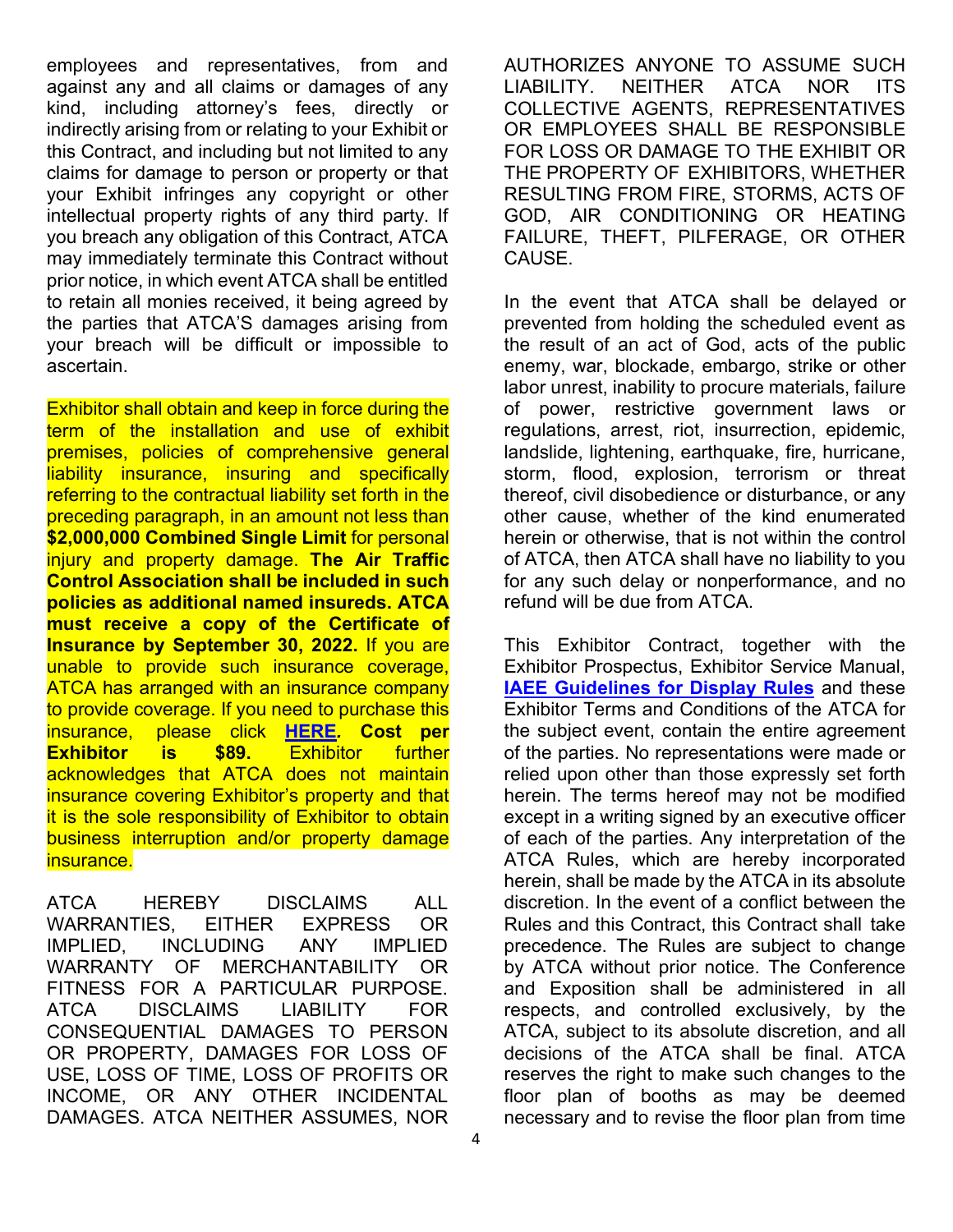employees and representatives, from and against any and all claims or damages of any kind, including attorney's fees, directly or indirectly arising from or relating to your Exhibit or this Contract, and including but not limited to any claims for damage to person or property or that your Exhibit infringes any copyright or other intellectual property rights of any third party. If you breach any obligation of this Contract, ATCA may immediately terminate this Contract without prior notice, in which event ATCA shall be entitled to retain all monies received, it being agreed by the parties that ATCA'S damages arising from your breach will be difficult or impossible to ascertain.

Exhibitor shall obtain and keep in force during the term of the installation and use of exhibit premises, policies of comprehensive general liability insurance, insuring and specifically referring to the contractual liability set forth in the preceding paragraph, in an amount not less than **$2,000,000 Combined Single Limit** for personal injury and property damage. **The Air Traffic Control Association shall be included in such policies as additional named insureds. ATCA must receive a copy of the Certificate of Insurance by September 30, 2022.** If you are unable to provide such insurance coverage, ATCA has arranged with an insurance company to provide coverage. If you need to purchase this insurance, please click **HERE**. **Cost per Exhibitor is $89.** Exhibitor further acknowledges that ATCA does not maintain insurance covering Exhibitor's property and that it is the sole responsibility of Exhibitor to obtain business interruption and/or property damage insurance.

ATCA HEREBY DISCLAIMS ALL WARRANTIES, EITHER EXPRESS OR IMPLIED, INCLUDING ANY IMPLIED WARRANTY OF MERCHANTABILITY OR FITNESS FOR A PARTICULAR PURPOSE. ATCA DISCLAIMS LIABILITY FOR CONSEQUENTIAL DAMAGES TO PERSON OR PROPERTY, DAMAGES FOR LOSS OF USE, LOSS OF TIME, LOSS OF PROFITS OR INCOME, OR ANY OTHER INCIDENTAL DAMAGES. ATCA NEITHER ASSUMES, NOR AUTHORIZES ANYONE TO ASSUME SUCH LIABILITY. NEITHER ATCA NOR ITS COLLECTIVE AGENTS, REPRESENTATIVES OR EMPLOYEES SHALL BE RESPONSIBLE FOR LOSS OR DAMAGE TO THE EXHIBIT OR THE PROPERTY OF EXHIBITORS, WHETHER RESULTING FROM FIRE, STORMS, ACTS OF GOD, AIR CONDITIONING OR HEATING FAILURE, THEFT, PILFERAGE, OR OTHER CAUSE.

In the event that ATCA shall be delayed or prevented from holding the scheduled event as the result of an act of God, acts of the public enemy, war, blockade, embargo, strike or other labor unrest, inability to procure materials, failure of power, restrictive government laws or regulations, arrest, riot, insurrection, epidemic, landslide, lightening, earthquake, fire, hurricane, storm, flood, explosion, terrorism or threat thereof, civil disobedience or disturbance, or any other cause, whether of the kind enumerated herein or otherwise, that is not within the control of ATCA, then ATCA shall have no liability to you for any such delay or nonperformance, and no refund will be due from ATCA.

This Exhibitor Contract, together with the Exhibitor Prospectus, Exhibitor Service Manual, **IAEE Guidelines for Display Rules** and these Exhibitor Terms and Conditions of the ATCA for the subject event, contain the entire agreement of the parties. No representations were made or relied upon other than those expressly set forth herein. The terms hereof may not be modified except in a writing signed by an executive officer of each of the parties. Any interpretation of the ATCA Rules, which are hereby incorporated herein, shall be made by the ATCA in its absolute discretion. In the event of a conflict between the Rules and this Contract, this Contract shall take precedence. The Rules are subject to change by ATCA without prior notice. The Conference and Exposition shall be administered in all respects, and controlled exclusively, by the ATCA, subject to its absolute discretion, and all decisions of the ATCA shall be final. ATCA reserves the right to make such changes to the floor plan of booths as may be deemed necessary and to revise the floor plan from time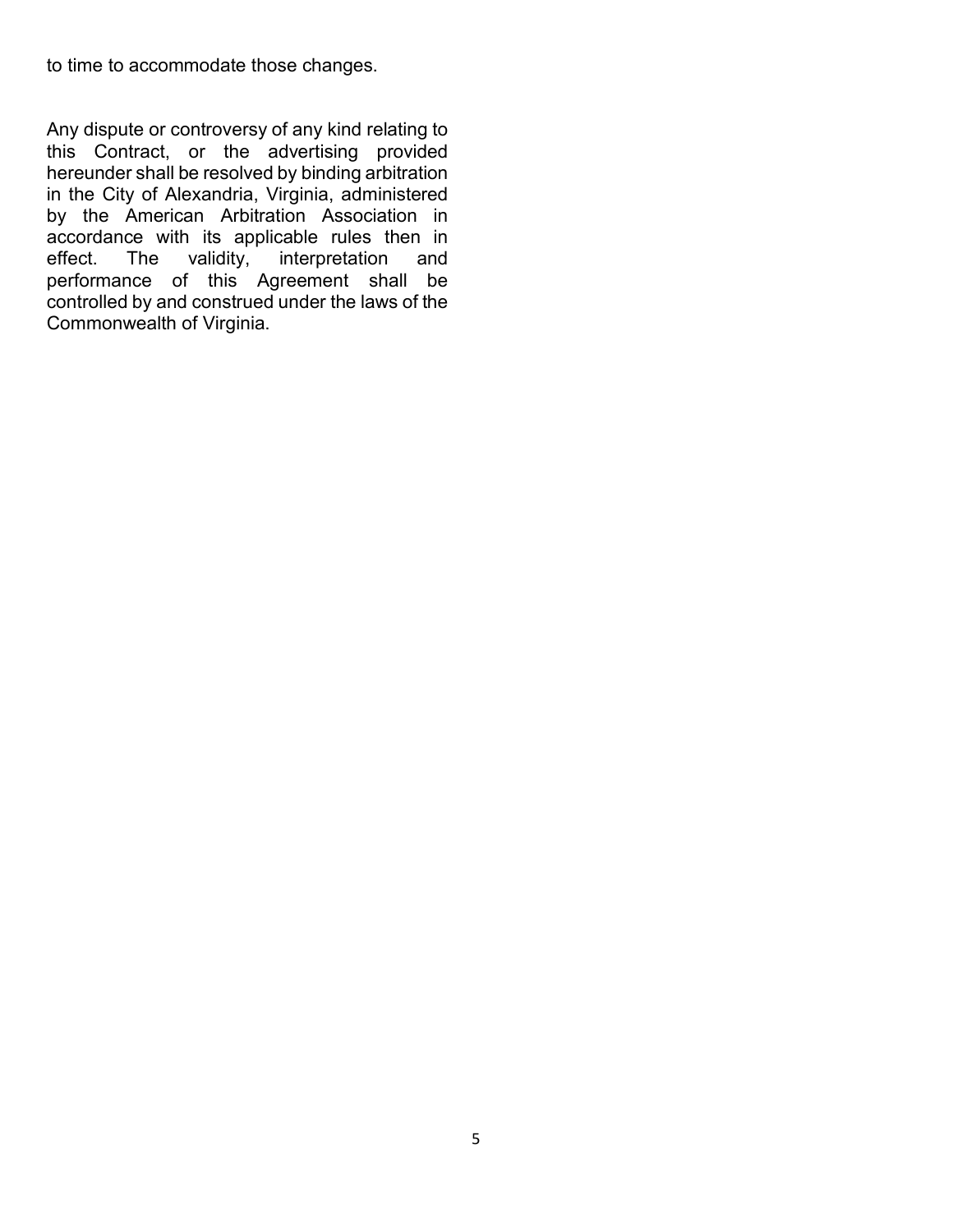to time to accommodate those changes.

Any dispute or controversy of any kind relating to this Contract, or the advertising provided hereunder shall be resolved by binding arbitration in the City of Alexandria, Virginia, administered by the American Arbitration Association in accordance with its applicable rules then in effect. The validity, interpretation and performance of this Agreement shall be controlled by and construed under the laws of the Commonwealth of Virginia.